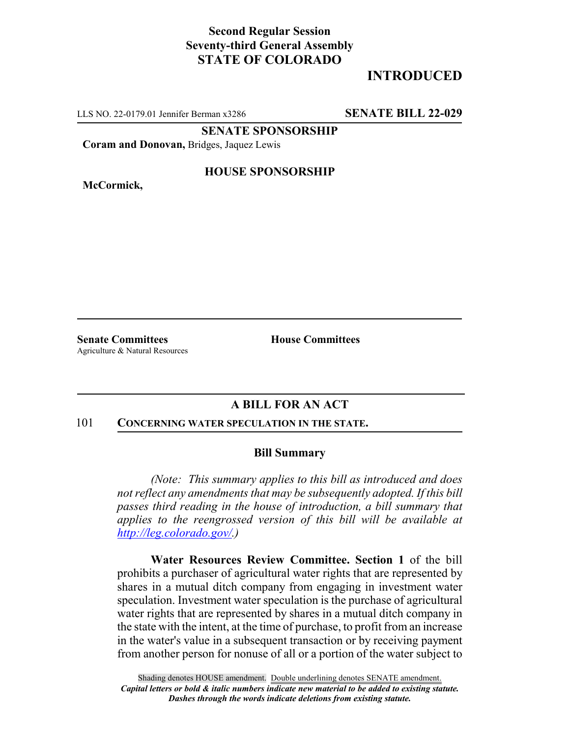**Second Regular Session**
**Seventy-third General Assembly**
**STATE OF COLORADO**

# INTRODUCED

LLS NO. 22-0179.01 Jennifer Berman x3286 **SENATE BILL 22-029**

**SENATE SPONSORSHIP**

**Coram and Donovan,** Bridges, Jaquez Lewis

**HOUSE SPONSORSHIP**

**McCormick,**

**Senate Committees**
Agriculture & Natural Resources

**House Committees**

## A BILL FOR AN ACT

101 **CONCERNING WATER SPECULATION IN THE STATE.**

### Bill Summary

*(Note: This summary applies to this bill as introduced and does not reflect any amendments that may be subsequently adopted. If this bill passes third reading in the house of introduction, a bill summary that applies to the reengrossed version of this bill will be available at http://leg.colorado.gov/.)*

**Water Resources Review Committee. Section 1** of the bill prohibits a purchaser of agricultural water rights that are represented by shares in a mutual ditch company from engaging in investment water speculation. Investment water speculation is the purchase of agricultural water rights that are represented by shares in a mutual ditch company in the state with the intent, at the time of purchase, to profit from an increase in the water's value in a subsequent transaction or by receiving payment from another person for nonuse of all or a portion of the water subject to

Shading denotes HOUSE amendment. Double underlining denotes SENATE amendment.
*Capital letters or bold & italic numbers indicate new material to be added to existing statute.*
*Dashes through the words indicate deletions from existing statute.*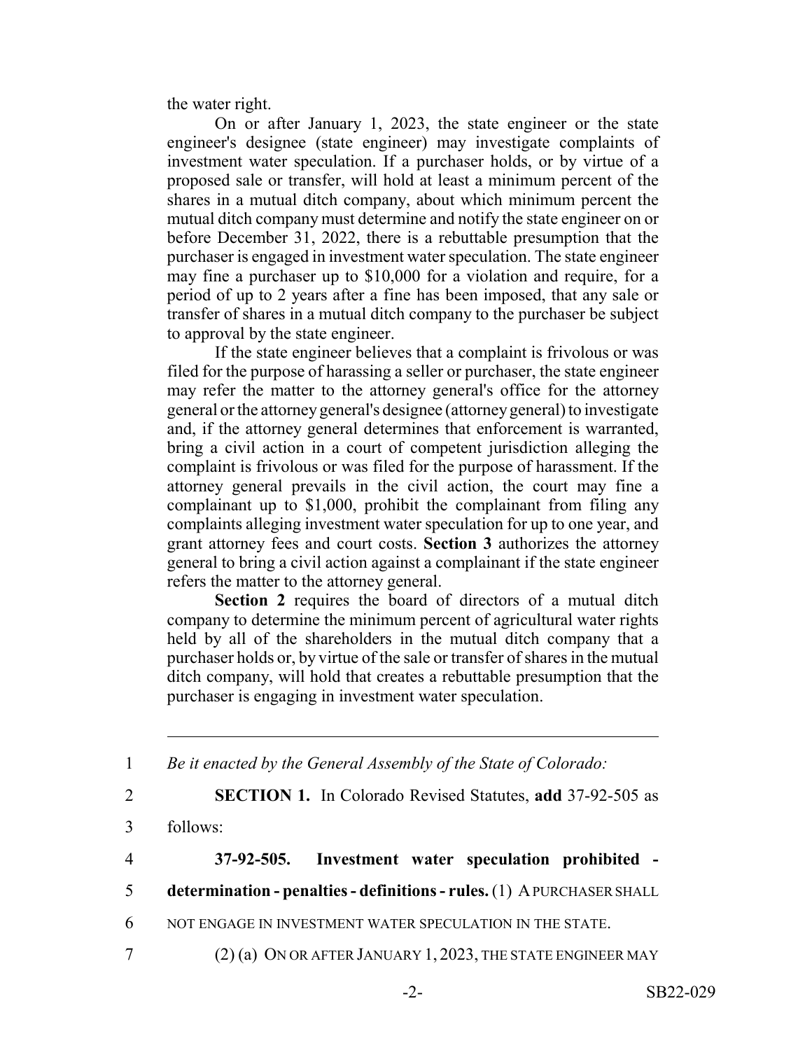the water right.

On or after January 1, 2023, the state engineer or the state engineer's designee (state engineer) may investigate complaints of investment water speculation. If a purchaser holds, or by virtue of a proposed sale or transfer, will hold at least a minimum percent of the shares in a mutual ditch company, about which minimum percent the mutual ditch company must determine and notify the state engineer on or before December 31, 2022, there is a rebuttable presumption that the purchaser is engaged in investment water speculation. The state engineer may fine a purchaser up to $10,000 for a violation and require, for a period of up to 2 years after a fine has been imposed, that any sale or transfer of shares in a mutual ditch company to the purchaser be subject to approval by the state engineer.

If the state engineer believes that a complaint is frivolous or was filed for the purpose of harassing a seller or purchaser, the state engineer may refer the matter to the attorney general's office for the attorney general or the attorney general's designee (attorney general) to investigate and, if the attorney general determines that enforcement is warranted, bring a civil action in a court of competent jurisdiction alleging the complaint is frivolous or was filed for the purpose of harassment. If the attorney general prevails in the civil action, the court may fine a complainant up to $1,000, prohibit the complainant from filing any complaints alleging investment water speculation for up to one year, and grant attorney fees and court costs. **Section 3** authorizes the attorney general to bring a civil action against a complainant if the state engineer refers the matter to the attorney general.

**Section 2** requires the board of directors of a mutual ditch company to determine the minimum percent of agricultural water rights held by all of the shareholders in the mutual ditch company that a purchaser holds or, by virtue of the sale or transfer of shares in the mutual ditch company, will hold that creates a rebuttable presumption that the purchaser is engaging in investment water speculation.

---

1 *Be it enacted by the General Assembly of the State of Colorado:*

2 **SECTION 1.** In Colorado Revised Statutes, **add** 37-92-505 as

3 follows:

4 **37-92-505. Investment water speculation prohibited -**

5 **determination - penalties - definitions - rules.** (1) A PURCHASER SHALL

6 NOT ENGAGE IN INVESTMENT WATER SPECULATION IN THE STATE.

7 (2) (a) ON OR AFTER JANUARY 1, 2023, THE STATE ENGINEER MAY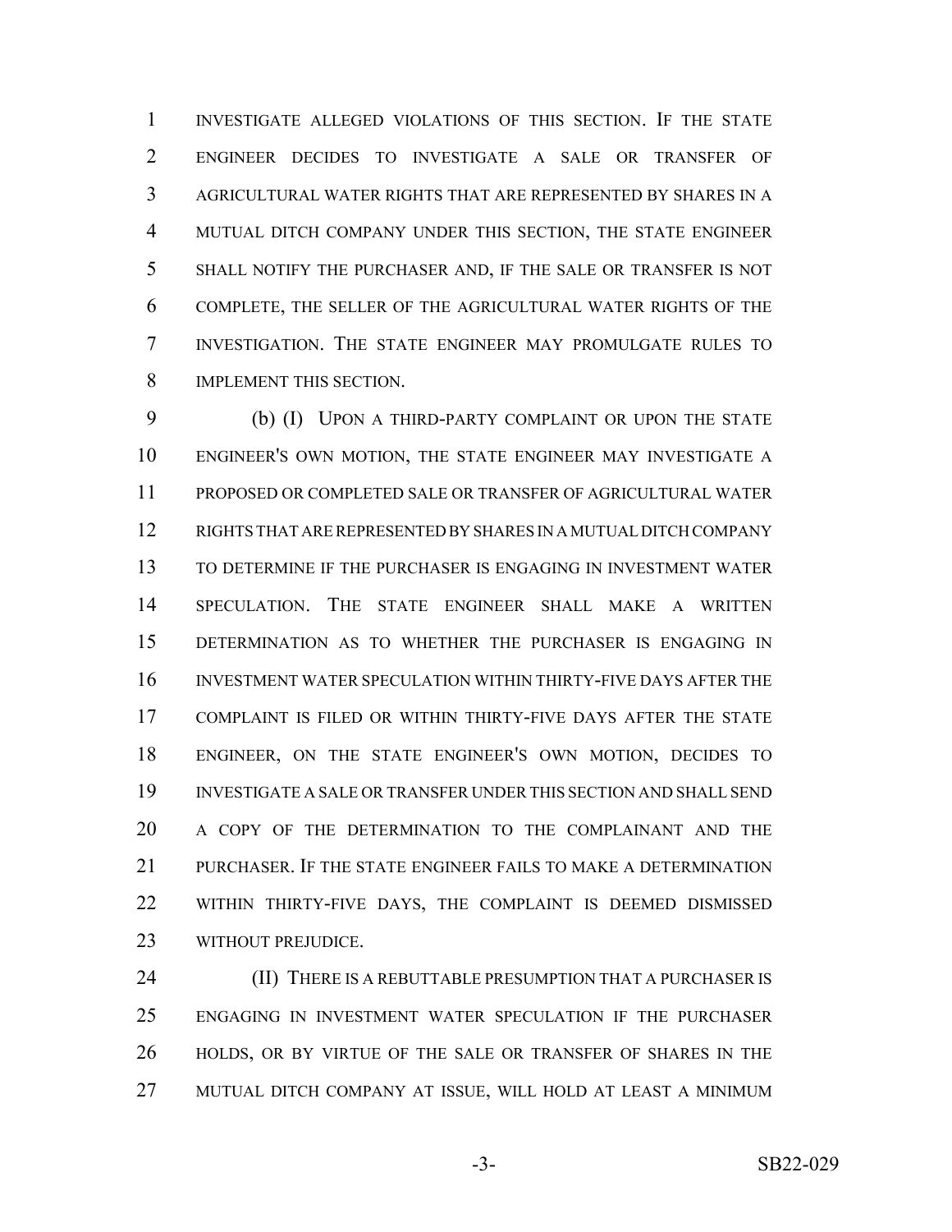INVESTIGATE ALLEGED VIOLATIONS OF THIS SECTION. IF THE STATE ENGINEER DECIDES TO INVESTIGATE A SALE OR TRANSFER OF AGRICULTURAL WATER RIGHTS THAT ARE REPRESENTED BY SHARES IN A MUTUAL DITCH COMPANY UNDER THIS SECTION, THE STATE ENGINEER SHALL NOTIFY THE PURCHASER AND, IF THE SALE OR TRANSFER IS NOT COMPLETE, THE SELLER OF THE AGRICULTURAL WATER RIGHTS OF THE INVESTIGATION. THE STATE ENGINEER MAY PROMULGATE RULES TO IMPLEMENT THIS SECTION.

(b) (I) UPON A THIRD-PARTY COMPLAINT OR UPON THE STATE ENGINEER'S OWN MOTION, THE STATE ENGINEER MAY INVESTIGATE A PROPOSED OR COMPLETED SALE OR TRANSFER OF AGRICULTURAL WATER RIGHTS THAT ARE REPRESENTED BY SHARES IN A MUTUAL DITCH COMPANY TO DETERMINE IF THE PURCHASER IS ENGAGING IN INVESTMENT WATER SPECULATION. THE STATE ENGINEER SHALL MAKE A WRITTEN DETERMINATION AS TO WHETHER THE PURCHASER IS ENGAGING IN INVESTMENT WATER SPECULATION WITHIN THIRTY-FIVE DAYS AFTER THE COMPLAINT IS FILED OR WITHIN THIRTY-FIVE DAYS AFTER THE STATE ENGINEER, ON THE STATE ENGINEER'S OWN MOTION, DECIDES TO INVESTIGATE A SALE OR TRANSFER UNDER THIS SECTION AND SHALL SEND A COPY OF THE DETERMINATION TO THE COMPLAINANT AND THE PURCHASER. IF THE STATE ENGINEER FAILS TO MAKE A DETERMINATION WITHIN THIRTY-FIVE DAYS, THE COMPLAINT IS DEEMED DISMISSED WITHOUT PREJUDICE.

(II) THERE IS A REBUTTABLE PRESUMPTION THAT A PURCHASER IS ENGAGING IN INVESTMENT WATER SPECULATION IF THE PURCHASER HOLDS, OR BY VIRTUE OF THE SALE OR TRANSFER OF SHARES IN THE MUTUAL DITCH COMPANY AT ISSUE, WILL HOLD AT LEAST A MINIMUM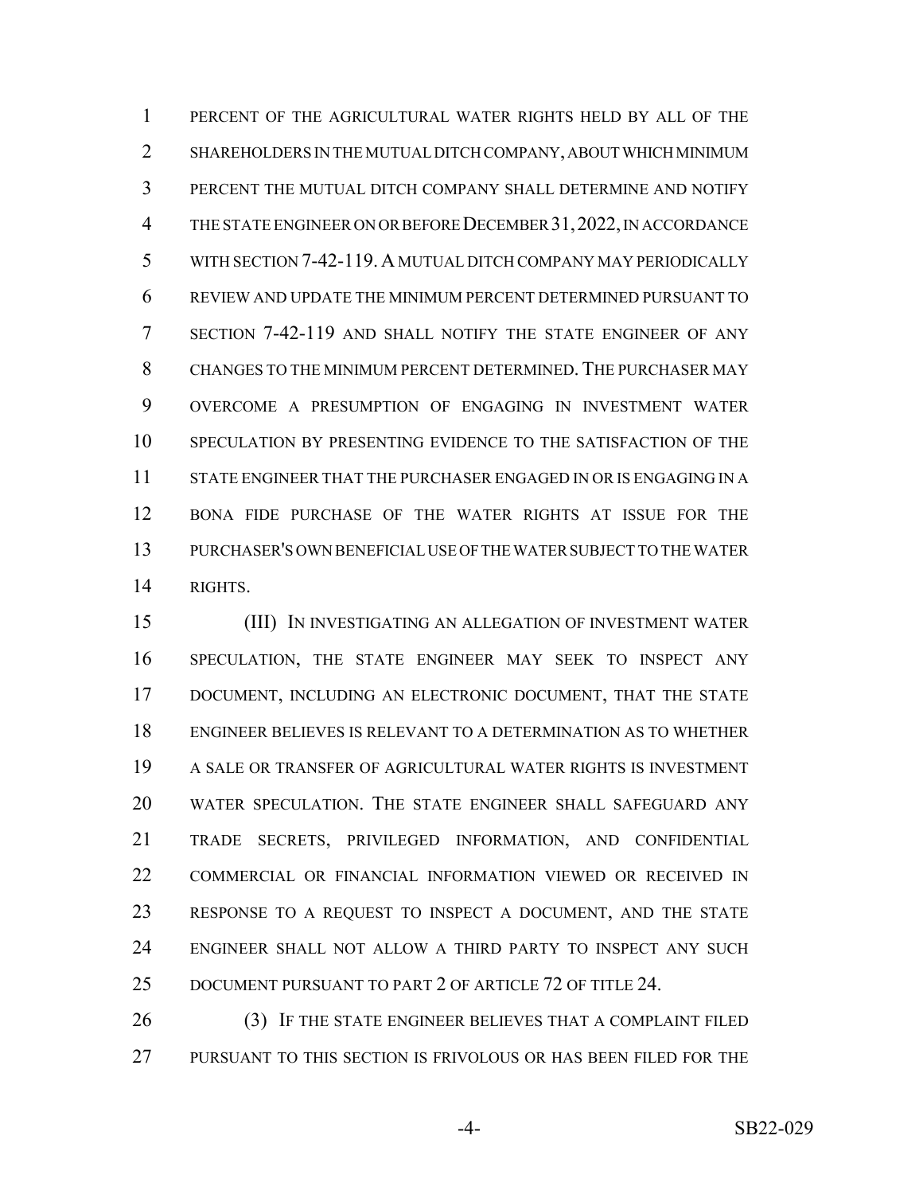PERCENT OF THE AGRICULTURAL WATER RIGHTS HELD BY ALL OF THE SHAREHOLDERS IN THE MUTUAL DITCH COMPANY, ABOUT WHICH MINIMUM PERCENT THE MUTUAL DITCH COMPANY SHALL DETERMINE AND NOTIFY THE STATE ENGINEER ON OR BEFORE DECEMBER 31, 2022, IN ACCORDANCE WITH SECTION 7-42-119. A MUTUAL DITCH COMPANY MAY PERIODICALLY REVIEW AND UPDATE THE MINIMUM PERCENT DETERMINED PURSUANT TO SECTION 7-42-119 AND SHALL NOTIFY THE STATE ENGINEER OF ANY CHANGES TO THE MINIMUM PERCENT DETERMINED. THE PURCHASER MAY OVERCOME A PRESUMPTION OF ENGAGING IN INVESTMENT WATER SPECULATION BY PRESENTING EVIDENCE TO THE SATISFACTION OF THE STATE ENGINEER THAT THE PURCHASER ENGAGED IN OR IS ENGAGING IN A BONA FIDE PURCHASE OF THE WATER RIGHTS AT ISSUE FOR THE PURCHASER'S OWN BENEFICIAL USE OF THE WATER SUBJECT TO THE WATER RIGHTS.

(III) IN INVESTIGATING AN ALLEGATION OF INVESTMENT WATER SPECULATION, THE STATE ENGINEER MAY SEEK TO INSPECT ANY DOCUMENT, INCLUDING AN ELECTRONIC DOCUMENT, THAT THE STATE ENGINEER BELIEVES IS RELEVANT TO A DETERMINATION AS TO WHETHER A SALE OR TRANSFER OF AGRICULTURAL WATER RIGHTS IS INVESTMENT WATER SPECULATION. THE STATE ENGINEER SHALL SAFEGUARD ANY TRADE SECRETS, PRIVILEGED INFORMATION, AND CONFIDENTIAL COMMERCIAL OR FINANCIAL INFORMATION VIEWED OR RECEIVED IN RESPONSE TO A REQUEST TO INSPECT A DOCUMENT, AND THE STATE ENGINEER SHALL NOT ALLOW A THIRD PARTY TO INSPECT ANY SUCH DOCUMENT PURSUANT TO PART 2 OF ARTICLE 72 OF TITLE 24.

(3) IF THE STATE ENGINEER BELIEVES THAT A COMPLAINT FILED PURSUANT TO THIS SECTION IS FRIVOLOUS OR HAS BEEN FILED FOR THE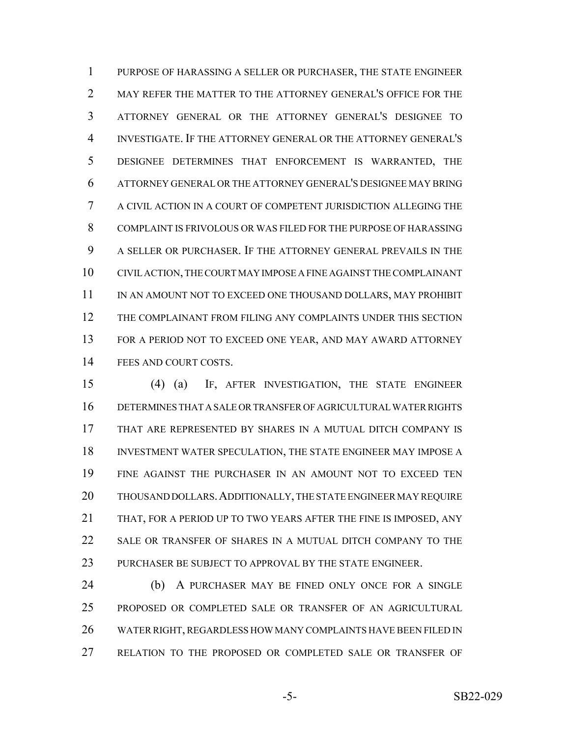PURPOSE OF HARASSING A SELLER OR PURCHASER, THE STATE ENGINEER MAY REFER THE MATTER TO THE ATTORNEY GENERAL'S OFFICE FOR THE ATTORNEY GENERAL OR THE ATTORNEY GENERAL'S DESIGNEE TO INVESTIGATE. IF THE ATTORNEY GENERAL OR THE ATTORNEY GENERAL'S DESIGNEE DETERMINES THAT ENFORCEMENT IS WARRANTED, THE ATTORNEY GENERAL OR THE ATTORNEY GENERAL'S DESIGNEE MAY BRING A CIVIL ACTION IN A COURT OF COMPETENT JURISDICTION ALLEGING THE COMPLAINT IS FRIVOLOUS OR WAS FILED FOR THE PURPOSE OF HARASSING A SELLER OR PURCHASER. IF THE ATTORNEY GENERAL PREVAILS IN THE CIVIL ACTION, THE COURT MAY IMPOSE A FINE AGAINST THE COMPLAINANT IN AN AMOUNT NOT TO EXCEED ONE THOUSAND DOLLARS, MAY PROHIBIT THE COMPLAINANT FROM FILING ANY COMPLAINTS UNDER THIS SECTION FOR A PERIOD NOT TO EXCEED ONE YEAR, AND MAY AWARD ATTORNEY FEES AND COURT COSTS.

(4) (a) IF, AFTER INVESTIGATION, THE STATE ENGINEER DETERMINES THAT A SALE OR TRANSFER OF AGRICULTURAL WATER RIGHTS THAT ARE REPRESENTED BY SHARES IN A MUTUAL DITCH COMPANY IS INVESTMENT WATER SPECULATION, THE STATE ENGINEER MAY IMPOSE A FINE AGAINST THE PURCHASER IN AN AMOUNT NOT TO EXCEED TEN THOUSAND DOLLARS. ADDITIONALLY, THE STATE ENGINEER MAY REQUIRE THAT, FOR A PERIOD UP TO TWO YEARS AFTER THE FINE IS IMPOSED, ANY SALE OR TRANSFER OF SHARES IN A MUTUAL DITCH COMPANY TO THE PURCHASER BE SUBJECT TO APPROVAL BY THE STATE ENGINEER.

(b) A PURCHASER MAY BE FINED ONLY ONCE FOR A SINGLE PROPOSED OR COMPLETED SALE OR TRANSFER OF AN AGRICULTURAL WATER RIGHT, REGARDLESS HOW MANY COMPLAINTS HAVE BEEN FILED IN RELATION TO THE PROPOSED OR COMPLETED SALE OR TRANSFER OF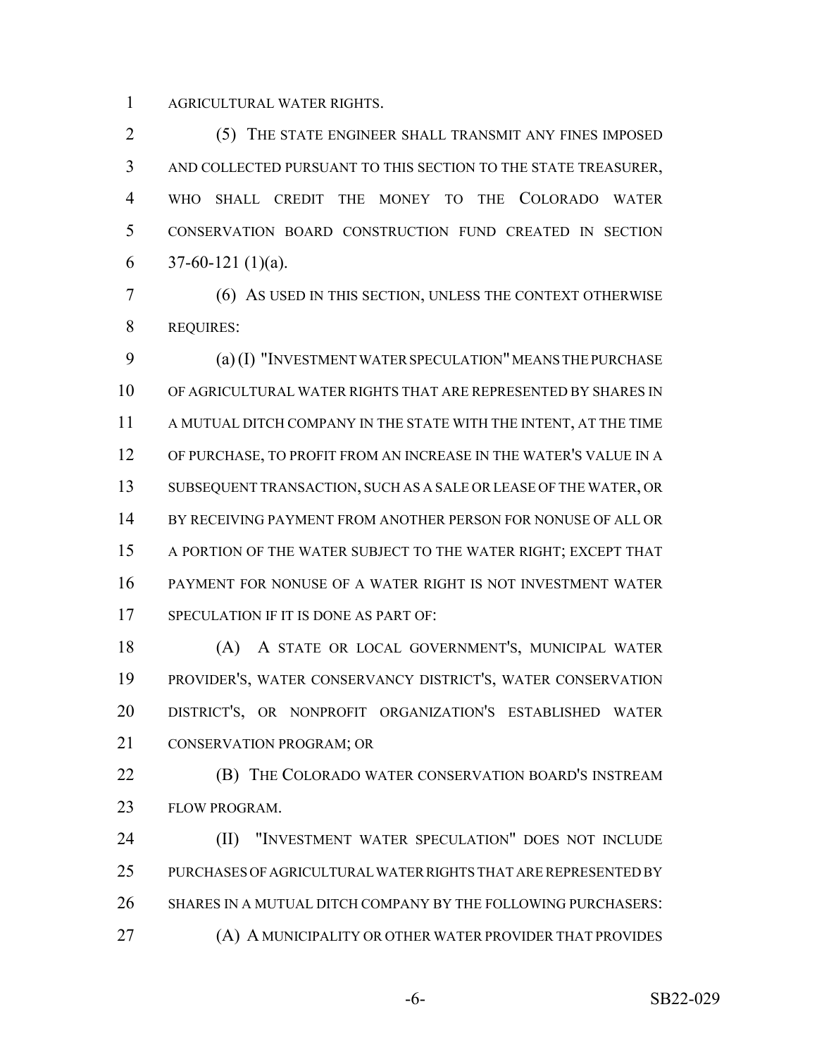AGRICULTURAL WATER RIGHTS.

(5) THE STATE ENGINEER SHALL TRANSMIT ANY FINES IMPOSED AND COLLECTED PURSUANT TO THIS SECTION TO THE STATE TREASURER, WHO SHALL CREDIT THE MONEY TO THE COLORADO WATER CONSERVATION BOARD CONSTRUCTION FUND CREATED IN SECTION 37-60-121 (1)(a).

(6) AS USED IN THIS SECTION, UNLESS THE CONTEXT OTHERWISE REQUIRES:

(a) (I) "INVESTMENT WATER SPECULATION" MEANS THE PURCHASE OF AGRICULTURAL WATER RIGHTS THAT ARE REPRESENTED BY SHARES IN A MUTUAL DITCH COMPANY IN THE STATE WITH THE INTENT, AT THE TIME OF PURCHASE, TO PROFIT FROM AN INCREASE IN THE WATER'S VALUE IN A SUBSEQUENT TRANSACTION, SUCH AS A SALE OR LEASE OF THE WATER, OR BY RECEIVING PAYMENT FROM ANOTHER PERSON FOR NONUSE OF ALL OR A PORTION OF THE WATER SUBJECT TO THE WATER RIGHT; EXCEPT THAT PAYMENT FOR NONUSE OF A WATER RIGHT IS NOT INVESTMENT WATER SPECULATION IF IT IS DONE AS PART OF:

(A) A STATE OR LOCAL GOVERNMENT'S, MUNICIPAL WATER PROVIDER'S, WATER CONSERVANCY DISTRICT'S, WATER CONSERVATION DISTRICT'S, OR NONPROFIT ORGANIZATION'S ESTABLISHED WATER CONSERVATION PROGRAM; OR

(B) THE COLORADO WATER CONSERVATION BOARD'S INSTREAM FLOW PROGRAM.

(II) "INVESTMENT WATER SPECULATION" DOES NOT INCLUDE PURCHASES OF AGRICULTURAL WATER RIGHTS THAT ARE REPRESENTED BY SHARES IN A MUTUAL DITCH COMPANY BY THE FOLLOWING PURCHASERS:

(A) A MUNICIPALITY OR OTHER WATER PROVIDER THAT PROVIDES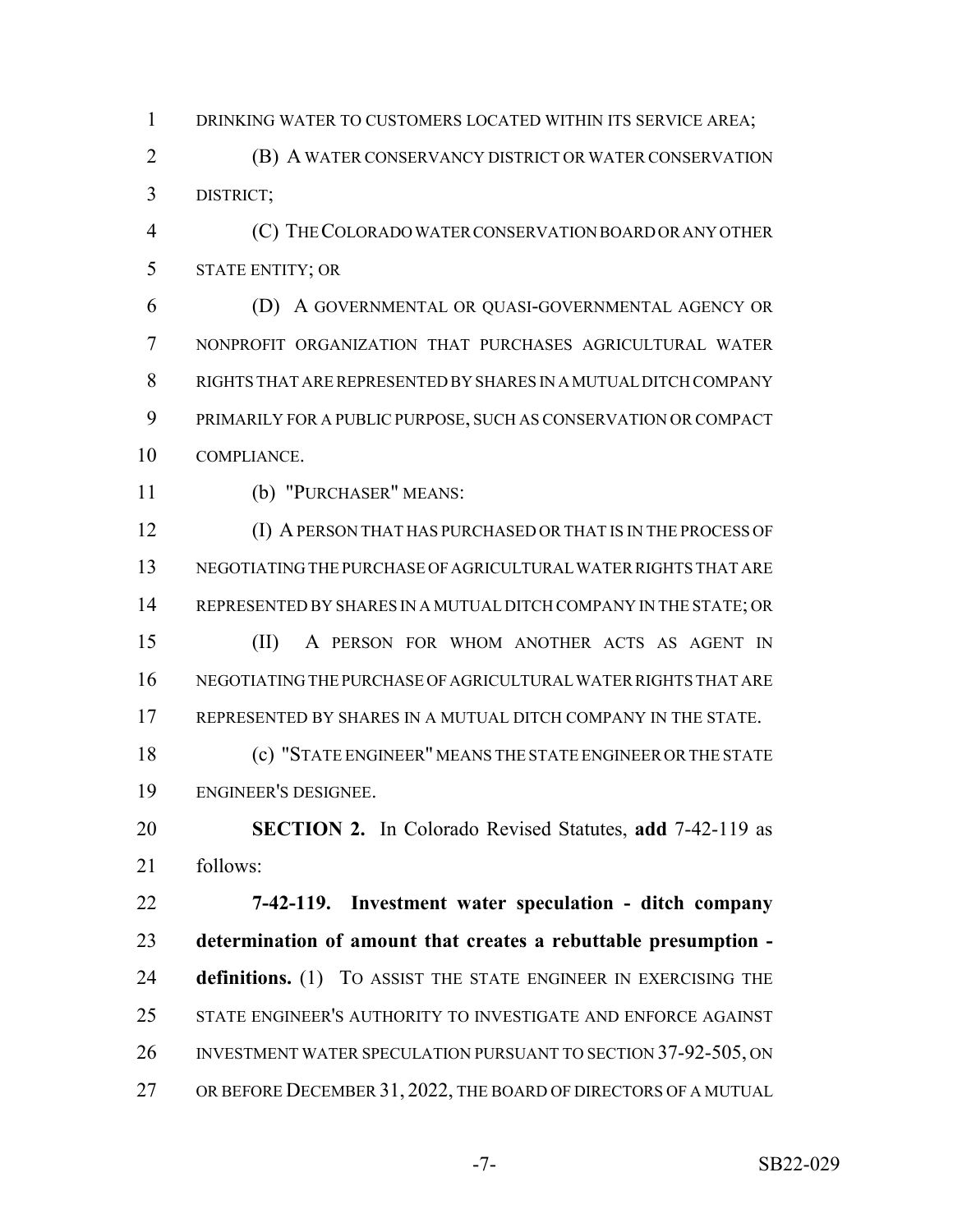DRINKING WATER TO CUSTOMERS LOCATED WITHIN ITS SERVICE AREA;

(B) A WATER CONSERVANCY DISTRICT OR WATER CONSERVATION DISTRICT;

(C) THE COLORADO WATER CONSERVATION BOARD OR ANY OTHER STATE ENTITY; OR

(D) A GOVERNMENTAL OR QUASI-GOVERNMENTAL AGENCY OR NONPROFIT ORGANIZATION THAT PURCHASES AGRICULTURAL WATER RIGHTS THAT ARE REPRESENTED BY SHARES IN A MUTUAL DITCH COMPANY PRIMARILY FOR A PUBLIC PURPOSE, SUCH AS CONSERVATION OR COMPACT COMPLIANCE.

(b) "PURCHASER" MEANS:

(I) A PERSON THAT HAS PURCHASED OR THAT IS IN THE PROCESS OF NEGOTIATING THE PURCHASE OF AGRICULTURAL WATER RIGHTS THAT ARE REPRESENTED BY SHARES IN A MUTUAL DITCH COMPANY IN THE STATE; OR

(II) A PERSON FOR WHOM ANOTHER ACTS AS AGENT IN NEGOTIATING THE PURCHASE OF AGRICULTURAL WATER RIGHTS THAT ARE REPRESENTED BY SHARES IN A MUTUAL DITCH COMPANY IN THE STATE.

(c) "STATE ENGINEER" MEANS THE STATE ENGINEER OR THE STATE ENGINEER'S DESIGNEE.

**SECTION 2.** In Colorado Revised Statutes, **add** 7-42-119 as follows:

**7-42-119. Investment water speculation - ditch company determination of amount that creates a rebuttable presumption - definitions.** (1) TO ASSIST THE STATE ENGINEER IN EXERCISING THE STATE ENGINEER'S AUTHORITY TO INVESTIGATE AND ENFORCE AGAINST INVESTMENT WATER SPECULATION PURSUANT TO SECTION 37-92-505, ON OR BEFORE DECEMBER 31, 2022, THE BOARD OF DIRECTORS OF A MUTUAL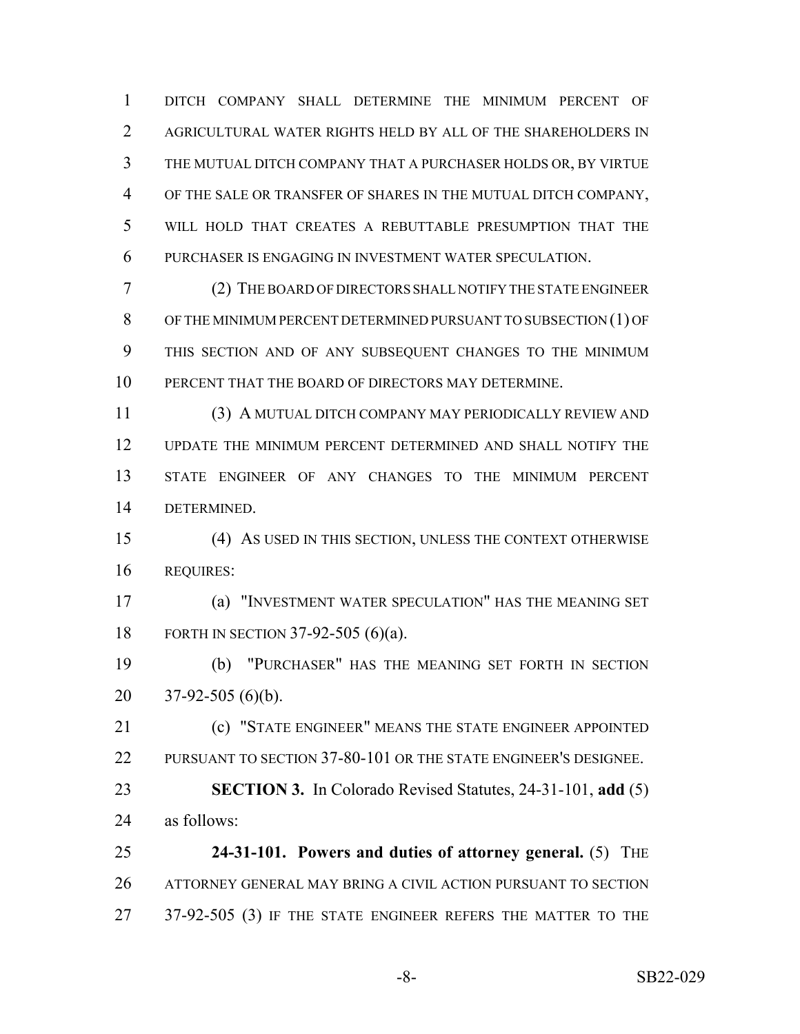DITCH COMPANY SHALL DETERMINE THE MINIMUM PERCENT OF AGRICULTURAL WATER RIGHTS HELD BY ALL OF THE SHAREHOLDERS IN THE MUTUAL DITCH COMPANY THAT A PURCHASER HOLDS OR, BY VIRTUE OF THE SALE OR TRANSFER OF SHARES IN THE MUTUAL DITCH COMPANY, WILL HOLD THAT CREATES A REBUTTABLE PRESUMPTION THAT THE PURCHASER IS ENGAGING IN INVESTMENT WATER SPECULATION.

(2) THE BOARD OF DIRECTORS SHALL NOTIFY THE STATE ENGINEER OF THE MINIMUM PERCENT DETERMINED PURSUANT TO SUBSECTION (1) OF THIS SECTION AND OF ANY SUBSEQUENT CHANGES TO THE MINIMUM PERCENT THAT THE BOARD OF DIRECTORS MAY DETERMINE.

(3) A MUTUAL DITCH COMPANY MAY PERIODICALLY REVIEW AND UPDATE THE MINIMUM PERCENT DETERMINED AND SHALL NOTIFY THE STATE ENGINEER OF ANY CHANGES TO THE MINIMUM PERCENT DETERMINED.

(4) AS USED IN THIS SECTION, UNLESS THE CONTEXT OTHERWISE REQUIRES:

(a) "INVESTMENT WATER SPECULATION" HAS THE MEANING SET FORTH IN SECTION 37-92-505 (6)(a).

(b) "PURCHASER" HAS THE MEANING SET FORTH IN SECTION 37-92-505 (6)(b).

(c) "STATE ENGINEER" MEANS THE STATE ENGINEER APPOINTED PURSUANT TO SECTION 37-80-101 OR THE STATE ENGINEER'S DESIGNEE.

**SECTION 3.** In Colorado Revised Statutes, 24-31-101, **add** (5) as follows:

**24-31-101. Powers and duties of attorney general.** (5) THE ATTORNEY GENERAL MAY BRING A CIVIL ACTION PURSUANT TO SECTION 37-92-505 (3) IF THE STATE ENGINEER REFERS THE MATTER TO THE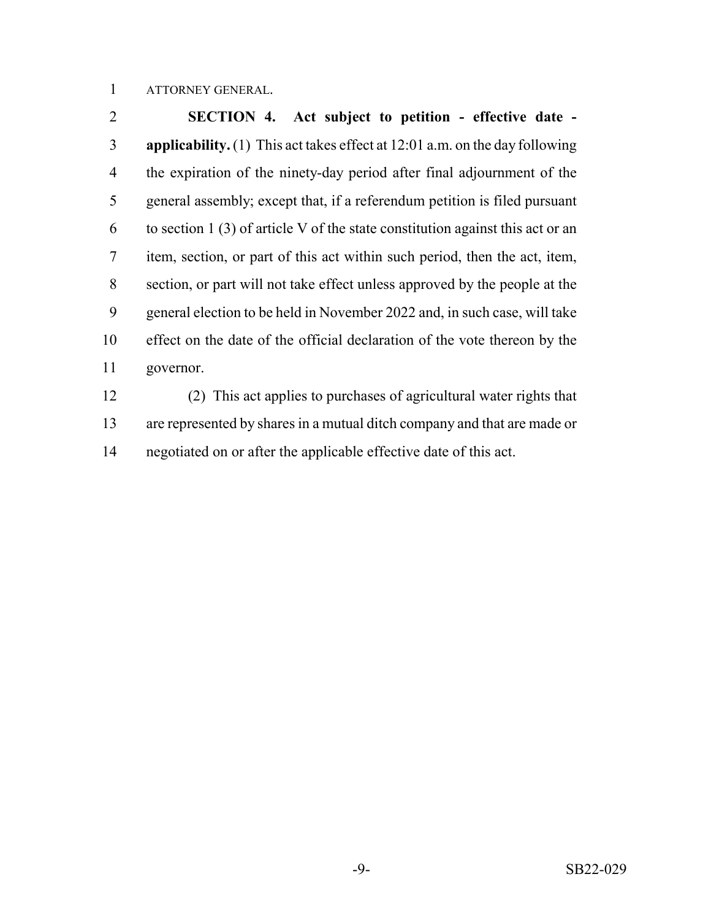ATTORNEY GENERAL.

**SECTION 4. Act subject to petition - effective date - applicability.** (1) This act takes effect at 12:01 a.m. on the day following the expiration of the ninety-day period after final adjournment of the general assembly; except that, if a referendum petition is filed pursuant to section 1 (3) of article V of the state constitution against this act or an item, section, or part of this act within such period, then the act, item, section, or part will not take effect unless approved by the people at the general election to be held in November 2022 and, in such case, will take effect on the date of the official declaration of the vote thereon by the governor.

(2) This act applies to purchases of agricultural water rights that are represented by shares in a mutual ditch company and that are made or negotiated on or after the applicable effective date of this act.